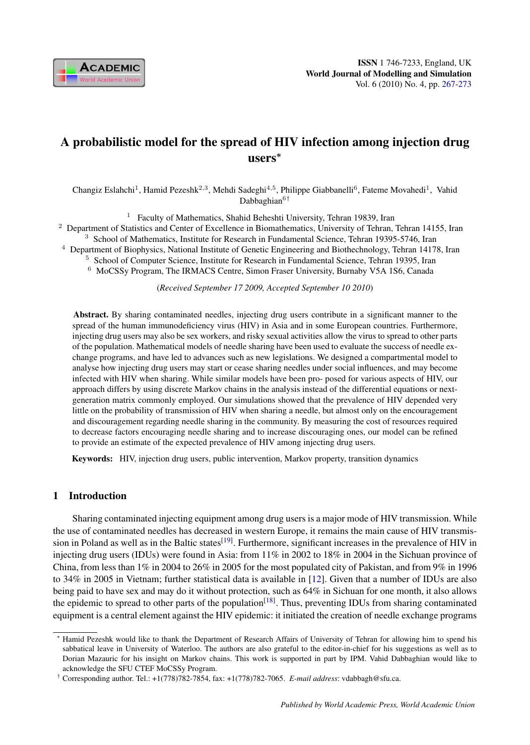# A probabilistic model for the spread of HIV infection among injection drug users*

Changiz Eslahchi[1], Hamid Pezeshk[2,3], Mehdi Sadeghi[4,5], Philippe Giabbanelli[6], Fateme Movahedi[1], Vahid Dabbaghian[6†]

[1] Faculty of Mathematics, Shahid Beheshti University, Tehran 19839, Iran
[2] Department of Statistics and Center of Excellence in Biomathematics, University of Tehran, Tehran 14155, Iran
[3] School of Mathematics, Institute for Research in Fundamental Science, Tehran 19395-5746, Iran
[4] Department of Biophysics, National Institute of Genetic Engineering and Biothechnology, Tehran 14178, Iran
[5] School of Computer Science, Institute for Research in Fundamental Science, Tehran 19395, Iran
[6] MoCSSy Program, The IRMACS Centre, Simon Fraser University, Burnaby V5A 1S6, Canada

(*Received September 17 2009, Accepted September 10 2010*)

**Abstract.** By sharing contaminated needles, injecting drug users contribute in a significant manner to the spread of the human immunodeficiency virus (HIV) in Asia and in some European countries. Furthermore, injecting drug users may also be sex workers, and risky sexual activities allow the virus to spread to other parts of the population. Mathematical models of needle sharing have been used to evaluate the success of needle exchange programs, and have led to advances such as new legislations. We designed a compartmental model to analyse how injecting drug users may start or cease sharing needles under social influences, and may become infected with HIV when sharing. While similar models have been pro- posed for various aspects of HIV, our approach differs by using discrete Markov chains in the analysis instead of the differential equations or next-generation matrix commonly employed. Our simulations showed that the prevalence of HIV depended very little on the probability of transmission of HIV when sharing a needle, but almost only on the encouragement and discouragement regarding needle sharing in the community. By measuring the cost of resources required to decrease factors encouraging needle sharing and to increase discouraging ones, our model can be refined to provide an estimate of the expected prevalence of HIV among injecting drug users.

**Keywords:** HIV, injection drug users, public intervention, Markov property, transition dynamics

## 1 Introduction

Sharing contaminated injecting equipment among drug users is a major mode of HIV transmission. While the use of contaminated needles has decreased in western Europe, it remains the main cause of HIV transmission in Poland as well as in the Baltic states[19]. Furthermore, significant increases in the prevalence of HIV in injecting drug users (IDUs) were found in Asia: from 11% in 2002 to 18% in 2004 in the Sichuan province of China, from less than 1% in 2004 to 26% in 2005 for the most populated city of Pakistan, and from 9% in 1996 to 34% in 2005 in Vietnam; further statistical data is available in [12]. Given that a number of IDUs are also being paid to have sex and may do it without protection, such as 64% in Sichuan for one month, it also allows the epidemic to spread to other parts of the population[18]. Thus, preventing IDUs from sharing contaminated equipment is a central element against the HIV epidemic: it initiated the creation of needle exchange programs

---

* Hamid Pezeshk would like to thank the Department of Research Affairs of University of Tehran for allowing him to spend his sabbatical leave in University of Waterloo. The authors are also grateful to the editor-in-chief for his suggestions as well as to Dorian Mazauric for his insight on Markov chains. This work is supported in part by IPM. Vahid Dabbaghian would like to acknowledge the SFU CTEF MoCSSy Program.

† Corresponding author. Tel.: +1(778)782-7854, fax: +1(778)782-7065. *E-mail address*: vdabbagh@sfu.ca.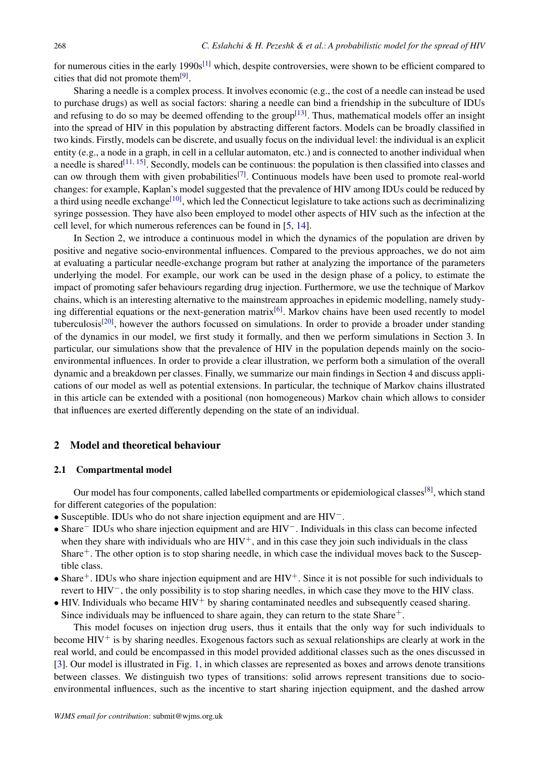for numerous cities in the early 1990s[1] which, despite controversies, were shown to be efficient compared to cities that did not promote them[9].

Sharing a needle is a complex process. It involves economic (e.g., the cost of a needle can instead be used to purchase drugs) as well as social factors: sharing a needle can bind a friendship in the subculture of IDUs and refusing to do so may be deemed offending to the group[13]. Thus, mathematical models offer an insight into the spread of HIV in this population by abstracting different factors. Models can be broadly classified in two kinds. Firstly, models can be discrete, and usually focus on the individual level: the individual is an explicit entity (e.g., a node in a graph, in cell in a cellular automaton, etc.) and is connected to another individual when a needle is shared[11, 15]. Secondly, models can be continuous: the population is then classified into classes and can ow through them with given probabilities[7]. Continuous models have been used to promote real-world changes: for example, Kaplan's model suggested that the prevalence of HIV among IDUs could be reduced by a third using needle exchange[10], which led the Connecticut legislature to take actions such as decriminalizing syringe possession. They have also been employed to model other aspects of HIV such as the infection at the cell level, for which numerous references can be found in [5, 14].

In Section 2, we introduce a continuous model in which the dynamics of the population are driven by positive and negative socio-environmental influences. Compared to the previous approaches, we do not aim at evaluating a particular needle-exchange program but rather at analyzing the importance of the parameters underlying the model. For example, our work can be used in the design phase of a policy, to estimate the impact of promoting safer behaviours regarding drug injection. Furthermore, we use the technique of Markov chains, which is an interesting alternative to the mainstream approaches in epidemic modelling, namely studying differential equations or the next-generation matrix[6]. Markov chains have been used recently to model tuberculosis[20], however the authors focussed on simulations. In order to provide a broader under standing of the dynamics in our model, we first study it formally, and then we perform simulations in Section 3. In particular, our simulations show that the prevalence of HIV in the population depends mainly on the socio-environmental influences. In order to provide a clear illustration, we perform both a simulation of the overall dynamic and a breakdown per classes. Finally, we summarize our main findings in Section 4 and discuss applications of our model as well as potential extensions. In particular, the technique of Markov chains illustrated in this article can be extended with a positional (non homogeneous) Markov chain which allows to consider that influences are exerted differently depending on the state of an individual.

## 2 Model and theoretical behaviour

### 2.1 Compartmental model

Our model has four components, called labelled compartments or epidemiological classes[8], which stand for different categories of the population:

- Susceptible. IDUs who do not share injection equipment and are $HIV^-$.
- $Share^-$ IDUs who share injection equipment and are $HIV^-$. Individuals in this class can become infected when they share with individuals who are $HIV^+$, and in this case they join such individuals in the class $Share^+$. The other option is to stop sharing needle, in which case the individual moves back to the Susceptible class.
- $Share^+$. IDUs who share injection equipment and are $HIV^+$. Since it is not possible for such individuals to revert to $HIV^-$, the only possibility is to stop sharing needles, in which case they move to the HIV class.
- HIV. Individuals who became $HIV^+$ by sharing contaminated needles and subsequently ceased sharing. Since individuals may be influenced to share again, they can return to the state $Share^+$.

This model focuses on injection drug users, thus it entails that the only way for such individuals to become $HIV^+$ is by sharing needles. Exogenous factors such as sexual relationships are clearly at work in the real world, and could be encompassed in this model provided additional classes such as the ones discussed in [3]. Our model is illustrated in Fig. 1, in which classes are represented as boxes and arrows denote transitions between classes. We distinguish two types of transitions: solid arrows represent transitions due to socio-environmental influences, such as the incentive to start sharing injection equipment, and the dashed arrow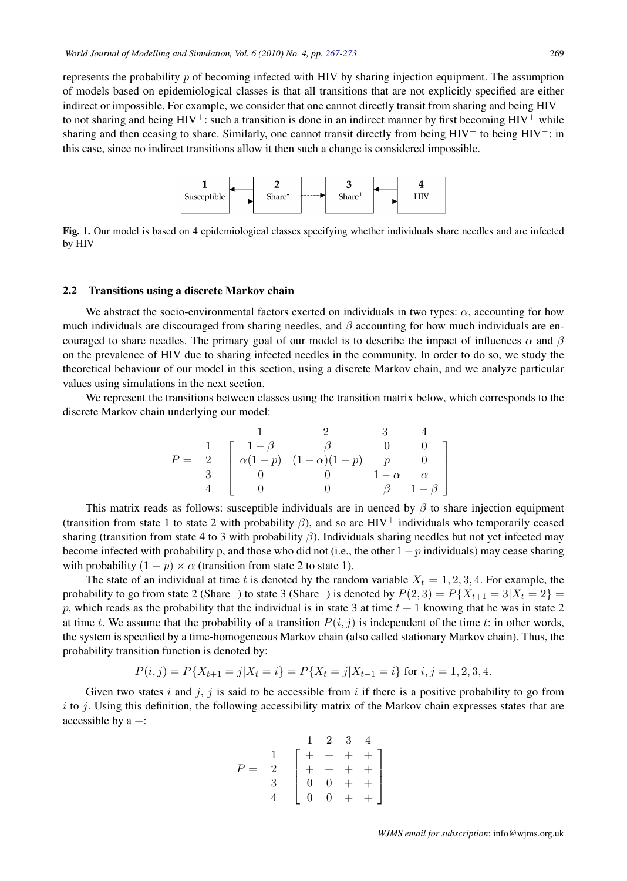represents the probability $p$ of becoming infected with HIV by sharing injection equipment. The assumption of models based on epidemiological classes is that all transitions that are not explicitly specified are either indirect or impossible. For example, we consider that one cannot directly transit from sharing and being HIV$^{-}$ to not sharing and being HIV$^{+}$: such a transition is done in an indirect manner by first becoming HIV$^{+}$ while sharing and then ceasing to share. Similarly, one cannot transit directly from being HIV$^{+}$ to being HIV$^{-}$: in this case, since no indirect transitions allow it then such a change is considered impossible.

**Fig. 1.** Our model is based on 4 epidemiological classes specifying whether individuals share needles and are infected by HIV

### 2.2 Transitions using a discrete Markov chain

We abstract the socio-environmental factors exerted on individuals in two types: $\alpha$, accounting for how much individuals are discouraged from sharing needles, and $\beta$ accounting for how much individuals are encouraged to share needles. The primary goal of our model is to describe the impact of influences $\alpha$ and $\beta$ on the prevalence of HIV due to sharing infected needles in the community. In order to do so, we study the theoretical behaviour of our model in this section, using a discrete Markov chain, and we analyze particular values using simulations in the next section.

We represent the transitions between classes using the transition matrix below, which corresponds to the discrete Markov chain underlying our model:

$$P = \begin{array}{c} \\ 1 \\ 2 \\ 3 \\ 4 \end{array} \begin{array}{c} \begin{array}{cccc} 1 & 2 & 3 & 4 \end{array} \\ \left[ \begin{array}{cccc} 1-\beta & \beta & 0 & 0 \\ \alpha(1-p) & (1-\alpha)(1-p) & p & 0 \\ 0 & 0 & 1-\alpha & \alpha \\ 0 & 0 & \beta & 1-\beta \end{array} \right] \end{array}$$

This matrix reads as follows: susceptible individuals are in uenced by $\beta$ to share injection equipment (transition from state 1 to state 2 with probability $\beta$), and so are HIV$^{+}$ individuals who temporarily ceased sharing (transition from state 4 to 3 with probability $\beta$). Individuals sharing needles but not yet infected may become infected with probability p, and those who did not (i.e., the other $1-p$ individuals) may cease sharing with probability $(1-p) \times \alpha$ (transition from state 2 to state 1).

The state of an individual at time $t$ is denoted by the random variable $X_t = 1, 2, 3, 4$. For example, the probability to go from state 2 (Share$^{-}$) to state 3 (Share$^{-}$) is denoted by $P(2, 3) = P\{X_{t+1} = 3 | X_t = 2\} = p$, which reads as the probability that the individual is in state 3 at time $t + 1$ knowing that he was in state 2 at time $t$. We assume that the probability of a transition $P(i, j)$ is independent of the time $t$: in other words, the system is specified by a time-homogeneous Markov chain (also called stationary Markov chain). Thus, the probability transition function is denoted by:

$$P(i, j) = P\{X_{t+1} = j | X_t = i\} = P\{X_t = j | X_{t-1} = i\} \text{ for } i, j = 1, 2, 3, 4.$$

Given two states $i$ and $j$, $j$ is said to be accessible from $i$ if there is a positive probability to go from $i$ to $j$. Using this definition, the following accessibility matrix of the Markov chain expresses states that are accessible by a $+$:

$$P = \begin{array}{c} \\ 1 \\ 2 \\ 3 \\ 4 \end{array} \begin{array}{c} \begin{array}{cccc} 1 & 2 & 3 & 4 \end{array} \\ \left[ \begin{array}{cccc} + & + & + & + \\ + & + & + & + \\ 0 & 0 & + & + \\ 0 & 0 & + & + \end{array} \right] \end{array}$$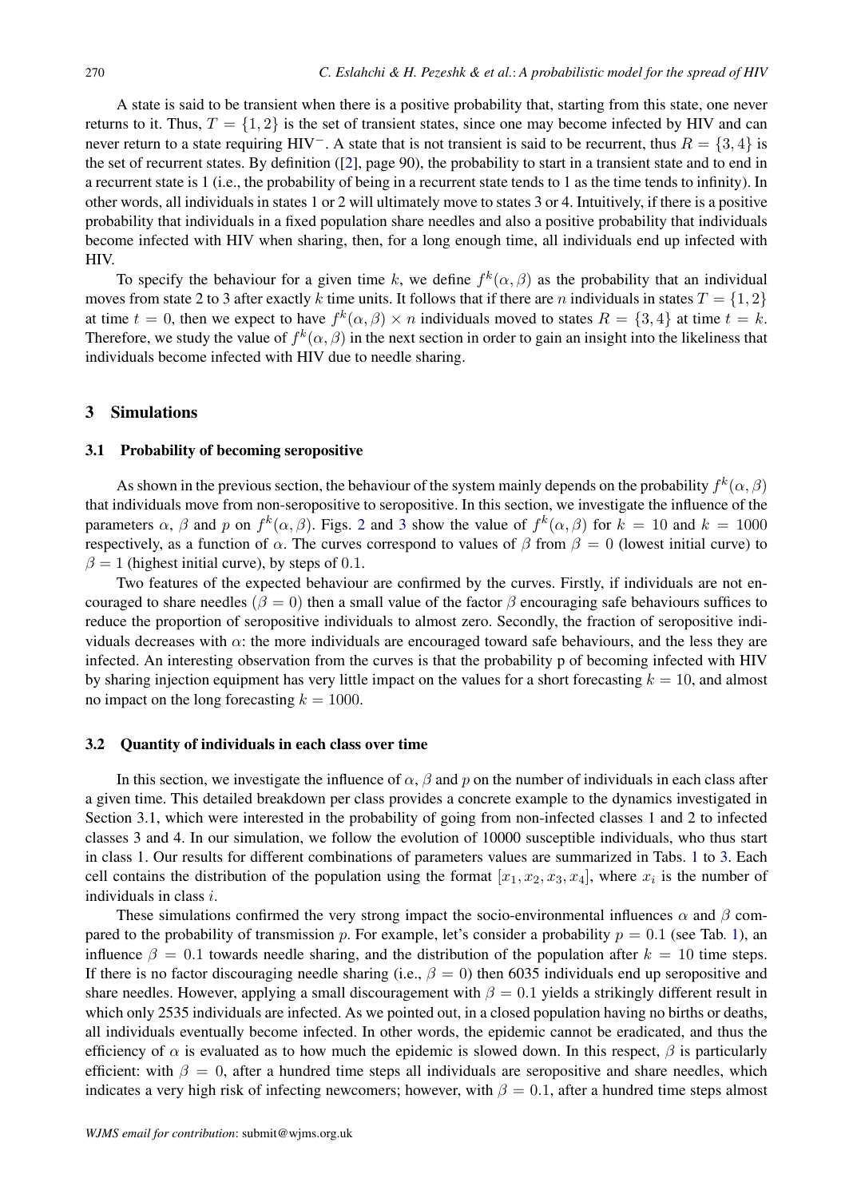A state is said to be transient when there is a positive probability that, starting from this state, one never returns to it. Thus, $T = \{1, 2\}$ is the set of transient states, since one may become infected by HIV and can never return to a state requiring HIV$^{-}$. A state that is not transient is said to be recurrent, thus $R = \{3, 4\}$ is the set of recurrent states. By definition ([2], page 90), the probability to start in a transient state and to end in a recurrent state is 1 (i.e., the probability of being in a recurrent state tends to 1 as the time tends to infinity). In other words, all individuals in states 1 or 2 will ultimately move to states 3 or 4. Intuitively, if there is a positive probability that individuals in a fixed population share needles and also a positive probability that individuals become infected with HIV when sharing, then, for a long enough time, all individuals end up infected with HIV.

To specify the behaviour for a given time $k$, we define $f^k(\alpha, \beta)$ as the probability that an individual moves from state 2 to 3 after exactly $k$ time units. It follows that if there are $n$ individuals in states $T = \{1, 2\}$ at time $t = 0$, then we expect to have $f^k(\alpha, \beta) \times n$ individuals moved to states $R = \{3, 4\}$ at time $t = k$. Therefore, we study the value of $f^k(\alpha, \beta)$ in the next section in order to gain an insight into the likeliness that individuals become infected with HIV due to needle sharing.

## 3 Simulations

### 3.1 Probability of becoming seropositive

As shown in the previous section, the behaviour of the system mainly depends on the probability $f^k(\alpha, \beta)$ that individuals move from non-seropositive to seropositive. In this section, we investigate the influence of the parameters $\alpha$, $\beta$ and $p$ on $f^k(\alpha, \beta)$. Figs. 2 and 3 show the value of $f^k(\alpha, \beta)$ for $k = 10$ and $k = 1000$ respectively, as a function of $\alpha$. The curves correspond to values of $\beta$ from $\beta = 0$ (lowest initial curve) to $\beta = 1$ (highest initial curve), by steps of 0.1.

Two features of the expected behaviour are confirmed by the curves. Firstly, if individuals are not encouraged to share needles ($\beta = 0$) then a small value of the factor $\beta$ encouraging safe behaviours suffices to reduce the proportion of seropositive individuals to almost zero. Secondly, the fraction of seropositive individuals decreases with $\alpha$: the more individuals are encouraged toward safe behaviours, and the less they are infected. An interesting observation from the curves is that the probability p of becoming infected with HIV by sharing injection equipment has very little impact on the values for a short forecasting $k = 10$, and almost no impact on the long forecasting $k = 1000$.

### 3.2 Quantity of individuals in each class over time

In this section, we investigate the influence of $\alpha$, $\beta$ and $p$ on the number of individuals in each class after a given time. This detailed breakdown per class provides a concrete example to the dynamics investigated in Section 3.1, which were interested in the probability of going from non-infected classes 1 and 2 to infected classes 3 and 4. In our simulation, we follow the evolution of 10000 susceptible individuals, who thus start in class 1. Our results for different combinations of parameters values are summarized in Tabs. 1 to 3. Each cell contains the distribution of the population using the format $[x_1, x_2, x_3, x_4]$, where $x_i$ is the number of individuals in class $i$.

These simulations confirmed the very strong impact the socio-environmental influences $\alpha$ and $\beta$ compared to the probability of transmission $p$. For example, let's consider a probability $p = 0.1$ (see Tab. 1), an influence $\beta = 0.1$ towards needle sharing, and the distribution of the population after $k = 10$ time steps. If there is no factor discouraging needle sharing (i.e., $\beta = 0$) then 6035 individuals end up seropositive and share needles. However, applying a small discouragement with $\beta = 0.1$ yields a strikingly different result in which only 2535 individuals are infected. As we pointed out, in a closed population having no births or deaths, all individuals eventually become infected. In other words, the epidemic cannot be eradicated, and thus the efficiency of $\alpha$ is evaluated as to how much the epidemic is slowed down. In this respect, $\beta$ is particularly efficient: with $\beta = 0$, after a hundred time steps all individuals are seropositive and share needles, which indicates a very high risk of infecting newcomers; however, with $\beta = 0.1$, after a hundred time steps almost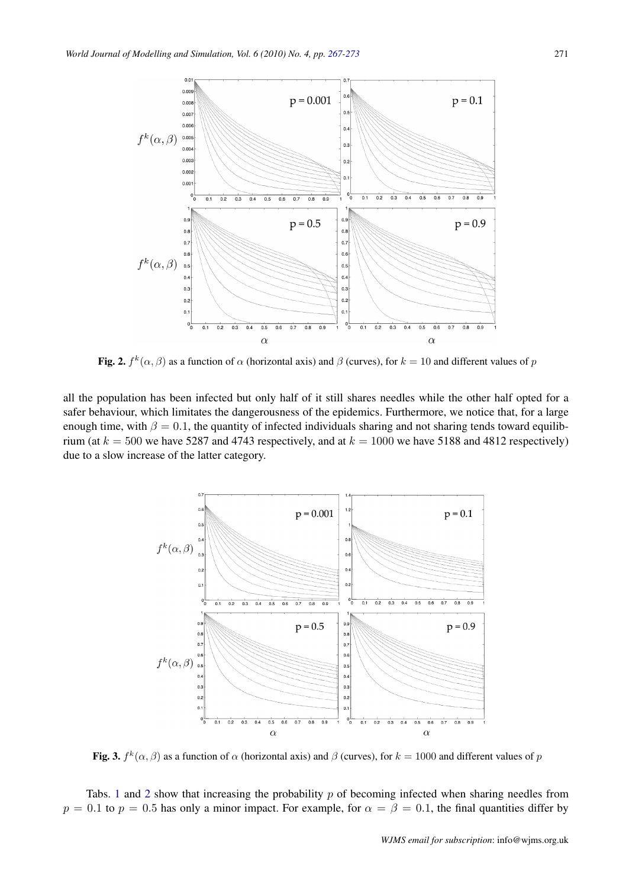**Fig. 2.** $f^k(\alpha, \beta)$ as a function of $\alpha$ (horizontal axis) and $\beta$ (curves), for $k = 10$ and different values of $p$

all the population has been infected but only half of it still shares needles while the other half opted for a safer behaviour, which limitates the dangerousness of the epidemics. Furthermore, we notice that, for a large enough time, with $\beta = 0.1$, the quantity of infected individuals sharing and not sharing tends toward equilibrium (at $k = 500$ we have 5287 and 4743 respectively, and at $k = 1000$ we have 5188 and 4812 respectively) due to a slow increase of the latter category.

**Fig. 3.** $f^k(\alpha, \beta)$ as a function of $\alpha$ (horizontal axis) and $\beta$ (curves), for $k = 1000$ and different values of $p$

Tabs. 1 and 2 show that increasing the probability $p$ of becoming infected when sharing needles from $p = 0.1$ to $p = 0.5$ has only a minor impact. For example, for $\alpha = \beta = 0.1$, the final quantities differ by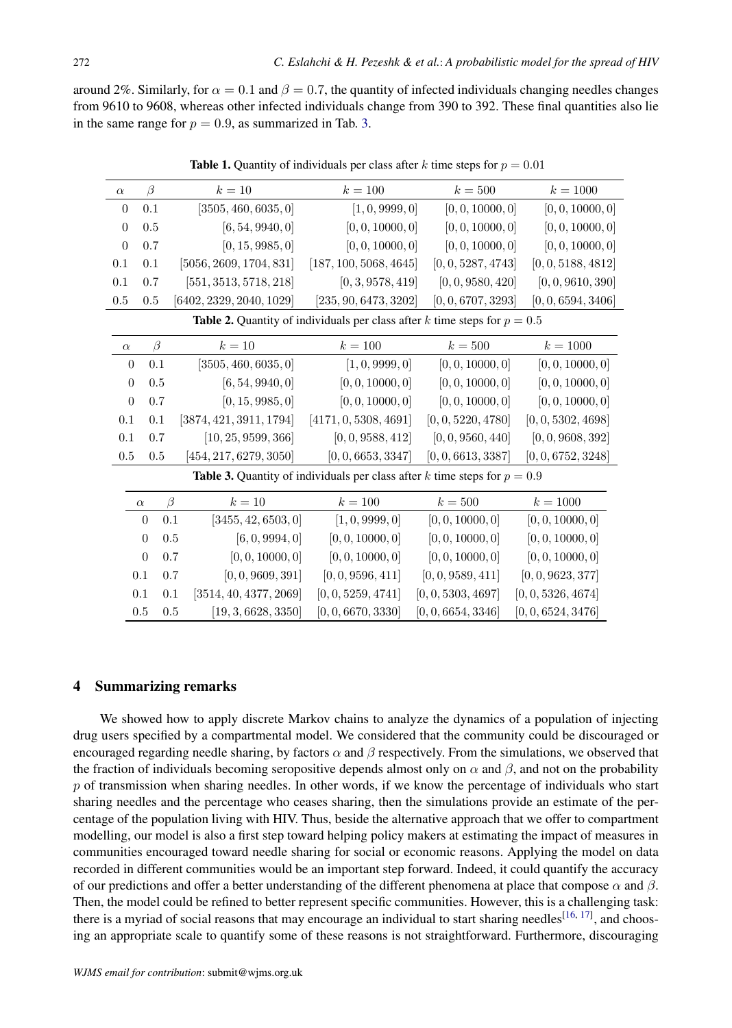around 2%. Similarly, for $\alpha = 0.1$ and $\beta = 0.7$, the quantity of infected individuals changing needles changes from 9610 to 9608, whereas other infected individuals change from 390 to 392. These final quantities also lie in the same range for $p = 0.9$, as summarized in Tab. 3.

**Table 1.** Quantity of individuals per class after $k$ time steps for $p = 0.01$

| $\alpha$ | $\beta$ | $k = 10$ | $k = 100$ | $k = 500$ | $k = 1000$ |
|---|---|---|---|---|---|
| 0 | 0.1 | $[3505, 460, 6035, 0]$ | $[1, 0, 9999, 0]$ | $[0, 0, 10000, 0]$ | $[0, 0, 10000, 0]$ |
| 0 | 0.5 | $[6, 54, 9940, 0]$ | $[0, 0, 10000, 0]$ | $[0, 0, 10000, 0]$ | $[0, 0, 10000, 0]$ |
| 0 | 0.7 | $[0, 15, 9985, 0]$ | $[0, 0, 10000, 0]$ | $[0, 0, 10000, 0]$ | $[0, 0, 10000, 0]$ |
| 0.1 | 0.1 | $[5056, 2609, 1704, 831]$ | $[187, 100, 5068, 4645]$ | $[0, 0, 5287, 4743]$ | $[0, 0, 5188, 4812]$ |
| 0.1 | 0.7 | $[551, 3513, 5718, 218]$ | $[0, 3, 9578, 419]$ | $[0, 0, 9580, 420]$ | $[0, 0, 9610, 390]$ |
| 0.5 | 0.5 | $[6402, 2329, 2040, 1029]$ | $[235, 90, 6473, 3202]$ | $[0, 0, 6707, 3293]$ | $[0, 0, 6594, 3406]$ |

**Table 2.** Quantity of individuals per class after $k$ time steps for $p = 0.5$

| $\alpha$ | $\beta$ | $k = 10$ | $k = 100$ | $k = 500$ | $k = 1000$ |
|---|---|---|---|---|---|
| 0 | 0.1 | $[3505, 460, 6035, 0]$ | $[1, 0, 9999, 0]$ | $[0, 0, 10000, 0]$ | $[0, 0, 10000, 0]$ |
| 0 | 0.5 | $[6, 54, 9940, 0]$ | $[0, 0, 10000, 0]$ | $[0, 0, 10000, 0]$ | $[0, 0, 10000, 0]$ |
| 0 | 0.7 | $[0, 15, 9985, 0]$ | $[0, 0, 10000, 0]$ | $[0, 0, 10000, 0]$ | $[0, 0, 10000, 0]$ |
| 0.1 | 0.1 | $[3874, 421, 3911, 1794]$ | $[4171, 0, 5308, 4691]$ | $[0, 0, 5220, 4780]$ | $[0, 0, 5302, 4698]$ |
| 0.1 | 0.7 | $[10, 25, 9599, 366]$ | $[0, 0, 9588, 412]$ | $[0, 0, 9560, 440]$ | $[0, 0, 9608, 392]$ |
| 0.5 | 0.5 | $[454, 217, 6279, 3050]$ | $[0, 0, 6653, 3347]$ | $[0, 0, 6613, 3387]$ | $[0, 0, 6752, 3248]$ |

**Table 3.** Quantity of individuals per class after $k$ time steps for $p = 0.9$

| $\alpha$ | $\beta$ | $k = 10$ | $k = 100$ | $k = 500$ | $k = 1000$ |
|---|---|---|---|---|---|
| 0 | 0.1 | $[3455, 42, 6503, 0]$ | $[1, 0, 9999, 0]$ | $[0, 0, 10000, 0]$ | $[0, 0, 10000, 0]$ |
| 0 | 0.5 | $[6, 0, 9994, 0]$ | $[0, 0, 10000, 0]$ | $[0, 0, 10000, 0]$ | $[0, 0, 10000, 0]$ |
| 0 | 0.7 | $[0, 0, 10000, 0]$ | $[0, 0, 10000, 0]$ | $[0, 0, 10000, 0]$ | $[0, 0, 10000, 0]$ |
| 0.1 | 0.7 | $[0, 0, 9609, 391]$ | $[0, 0, 9596, 411]$ | $[0, 0, 9589, 411]$ | $[0, 0, 9623, 377]$ |
| 0.1 | 0.1 | $[3514, 40, 4377, 2069]$ | $[0, 0, 5259, 4741]$ | $[0, 0, 5303, 4697]$ | $[0, 0, 5326, 4674]$ |
| 0.5 | 0.5 | $[19, 3, 6628, 3350]$ | $[0, 0, 6670, 3330]$ | $[0, 0, 6654, 3346]$ | $[0, 0, 6524, 3476]$ |

## 4 Summarizing remarks

We showed how to apply discrete Markov chains to analyze the dynamics of a population of injecting drug users specified by a compartmental model. We considered that the community could be discouraged or encouraged regarding needle sharing, by factors $\alpha$ and $\beta$ respectively. From the simulations, we observed that the fraction of individuals becoming seropositive depends almost only on $\alpha$ and $\beta$, and not on the probability $p$ of transmission when sharing needles. In other words, if we know the percentage of individuals who start sharing needles and the percentage who ceases sharing, then the simulations provide an estimate of the percentage of the population living with HIV. Thus, beside the alternative approach that we offer to compartment modelling, our model is also a first step toward helping policy makers at estimating the impact of measures in communities encouraged toward needle sharing for social or economic reasons. Applying the model on data recorded in different communities would be an important step forward. Indeed, it could quantify the accuracy of our predictions and offer a better understanding of the different phenomena at place that compose $\alpha$ and $\beta$. Then, the model could be refined to better represent specific communities. However, this is a challenging task: there is a myriad of social reasons that may encourage an individual to start sharing needles[16, 17], and choosing an appropriate scale to quantify some of these reasons is not straightforward. Furthermore, discouraging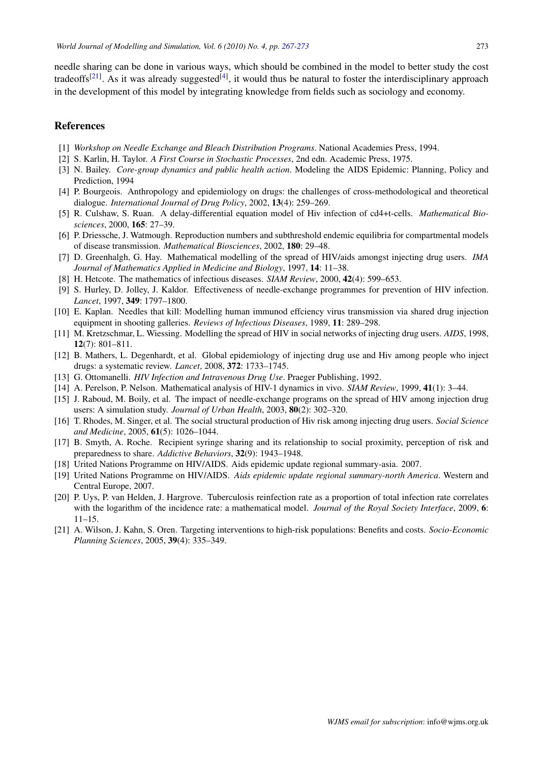needle sharing can be done in various ways, which should be combined in the model to better study the cost tradeoffs[21]. As it was already suggested[4], it would thus be natural to foster the interdisciplinary approach in the development of this model by integrating knowledge from fields such as sociology and economy.

## References

[1] *Workshop on Needle Exchange and Bleach Distribution Programs*. National Academies Press, 1994.

[2] S. Karlin, H. Taylor. *A First Course in Stochastic Processes*, 2nd edn. Academic Press, 1975.

[3] N. Bailey. *Core-group dynamics and public health action*. Modeling the AIDS Epidemic: Planning, Policy and Prediction, 1994

[4] P. Bourgeois. Anthropology and epidemiology on drugs: the challenges of cross-methodological and theoretical dialogue. *International Journal of Drug Policy*, 2002, **13**(4): 259–269.

[5] R. Culshaw, S. Ruan. A delay-differential equation model of Hiv infection of cd4+t-cells. *Mathematical Biosciences*, 2000, **165**: 27–39.

[6] P. Driessche, J. Watmough. Reproduction numbers and subthreshold endemic equilibria for compartmental models of disease transmission. *Mathematical Biosciences*, 2002, **180**: 29–48.

[7] D. Greenhalgh, G. Hay. Mathematical modelling of the spread of HIV/aids amongst injecting drug users. *IMA Journal of Mathematics Applied in Medicine and Biology*, 1997, **14**: 11–38.

[8] H. Hetcote. The mathematics of infectious diseases. *SIAM Review*, 2000, **42**(4): 599–653.

[9] S. Hurley, D. Jolley, J. Kaldor. Effectiveness of needle-exchange programmes for prevention of HIV infection. *Lancet*, 1997, **349**: 1797–1800.

[10] E. Kaplan. Needles that kill: Modelling human immunod effciency virus transmission via shared drug injection equipment in shooting galleries. *Reviews of Infectious Diseases*, 1989, **11**: 289–298.

[11] M. Kretzschmar, L. Wiessing. Modelling the spread of HIV in social networks of injecting drug users. *AIDS*, 1998, **12**(7): 801–811.

[12] B. Mathers, L. Degenhardt, et al. Global epidemiology of injecting drug use and Hiv among people who inject drugs: a systematic review. *Lancet*, 2008, **372**: 1733–1745.

[13] G. Ottomanelli. *HIV Infection and Intravenous Drug Use*. Praeger Publishing, 1992.

[14] A. Perelson, P. Nelson. Mathematical analysis of HIV-1 dynamics in vivo. *SIAM Review*, 1999, **41**(1): 3–44.

[15] J. Raboud, M. Boily, et al. The impact of needle-exchange programs on the spread of HIV among injection drug users: A simulation study. *Journal of Urban Health*, 2003, **80**(2): 302–320.

[16] T. Rhodes, M. Singer, et al. The social structural production of Hiv risk among injecting drug users. *Social Science and Medicine*, 2005, **61**(5): 1026–1044.

[17] B. Smyth, A. Roche. Recipient syringe sharing and its relationship to social proximity, perception of risk and preparedness to share. *Addictive Behaviors*, 2007, **32**(9): 1943–1948.

[18] Urited Nations Programme on HIV/AIDS. Aids epidemic update regional summary-asia. 2007.

[19] United Nations Programme on HIV/AIDS. *Aids epidemic update regional summary-north America*. Western and Central Europe, 2007.

[20] P. Uys, P. van Helden, J. Hargrove. Tuberculosis reinfection rate as a proportion of total infection rate correlates with the logarithm of the incidence rate: a mathematical model. *Journal of the Royal Society Interface*, 2009, **6**: 11–15.

[21] A. Wilson, J. Kahn, S. Oren. Targeting interventions to high-risk populations: Benefits and costs. *Socio-Economic Planning Sciences*, 2005, **39**(4): 335–349.